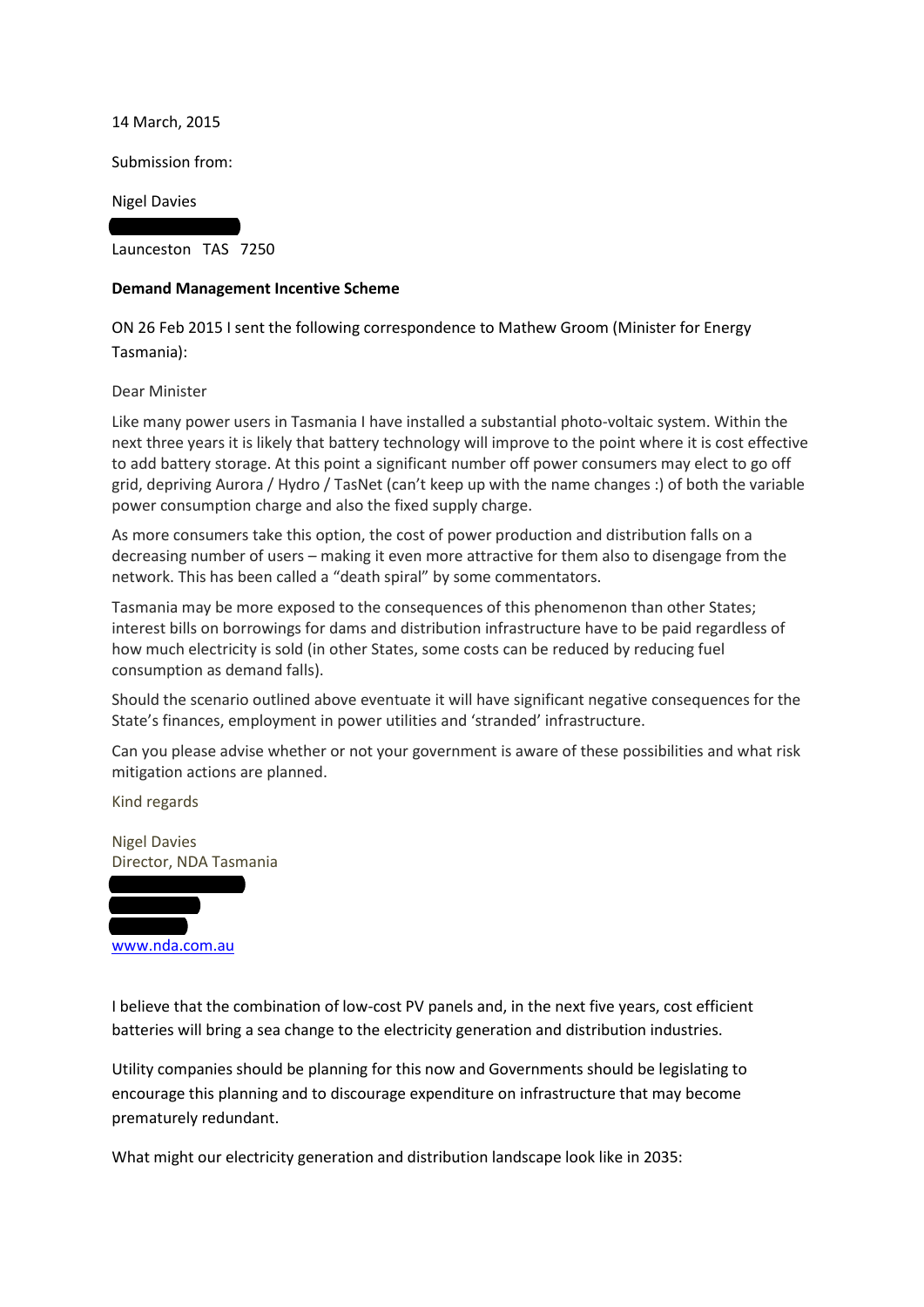14 March, 2015

Submission from:

Nigel Davies

Launceston TAS 7250

**Demand Management Incentive Scheme**

ON 26 Feb 2015 I sent the following correspondence to Mathew Groom (Minister for Energy Tasmania):

Dear Minister

Like many power users in Tasmania I have installed a substantial photo-voltaic system. Within the next three years it is likely that battery technology will improve to the point where it is cost effective to add battery storage. At this point a significant number off power consumers may elect to go off grid, depriving Aurora / Hydro / TasNet (can't keep up with the name changes :) of both the variable power consumption charge and also the fixed supply charge.

As more consumers take this option, the cost of power production and distribution falls on a decreasing number of users – making it even more attractive for them also to disengage from the network. This has been called a "death spiral" by some commentators.

Tasmania may be more exposed to the consequences of this phenomenon than other States; interest bills on borrowings for dams and distribution infrastructure have to be paid regardless of how much electricity is sold (in other States, some costs can be reduced by reducing fuel consumption as demand falls).

Should the scenario outlined above eventuate it will have significant negative consequences for the State's finances, employment in power utilities and 'stranded' infrastructure.

Can you please advise whether or not your government is aware of these possibilities and what risk mitigation actions are planned.

Kind regards

Nigel Davies
Director, NDA Tasmania

www.nda.com.au

I believe that the combination of low-cost PV panels and, in the next five years, cost efficient batteries will bring a sea change to the electricity generation and distribution industries.

Utility companies should be planning for this now and Governments should be legislating to encourage this planning and to discourage expenditure on infrastructure that may become prematurely redundant.

What might our electricity generation and distribution landscape look like in 2035: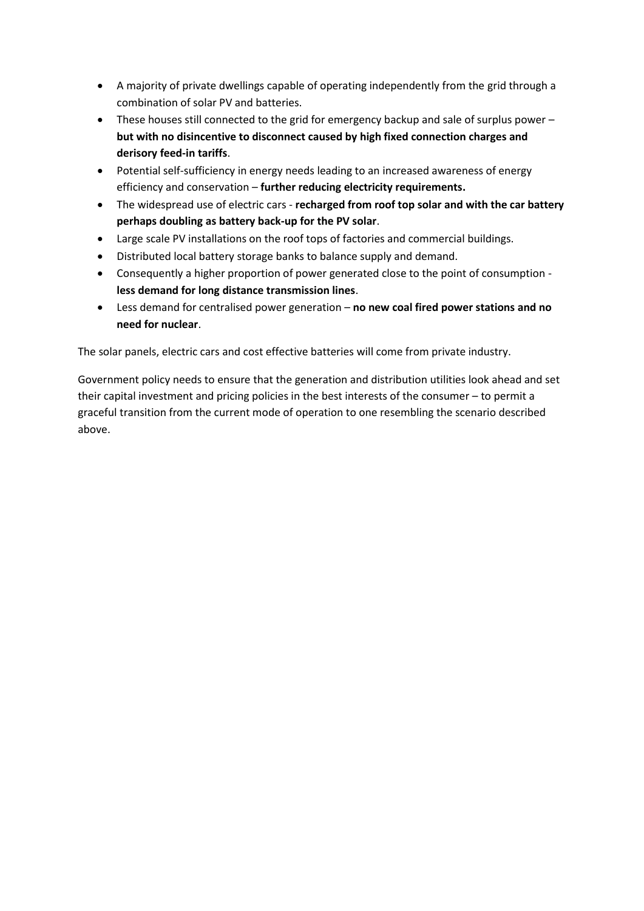- A majority of private dwellings capable of operating independently from the grid through a combination of solar PV and batteries.
- These houses still connected to the grid for emergency backup and sale of surplus power – **but with no disincentive to disconnect caused by high fixed connection charges and derisory feed-in tariffs**.
- Potential self-sufficiency in energy needs leading to an increased awareness of energy efficiency and conservation – **further reducing electricity requirements.**
- The widespread use of electric cars - **recharged from roof top solar and with the car battery perhaps doubling as battery back-up for the PV solar**.
- Large scale PV installations on the roof tops of factories and commercial buildings.
- Distributed local battery storage banks to balance supply and demand.
- Consequently a higher proportion of power generated close to the point of consumption - **less demand for long distance transmission lines**.
- Less demand for centralised power generation – **no new coal fired power stations and no need for nuclear**.

The solar panels, electric cars and cost effective batteries will come from private industry.

Government policy needs to ensure that the generation and distribution utilities look ahead and set their capital investment and pricing policies in the best interests of the consumer – to permit a graceful transition from the current mode of operation to one resembling the scenario described above.